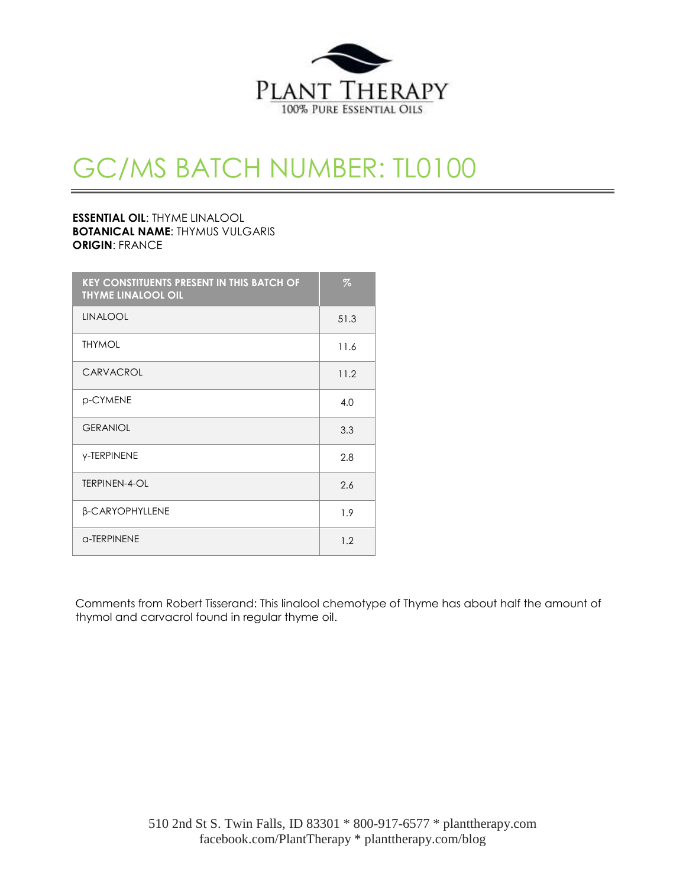PLANT THERAPY
100% PURE ESSENTIAL OILS

# GC/MS BATCH NUMBER: TL0100

**ESSENTIAL OIL**: THYME LINALOOL
**BOTANICAL NAME**: THYMUS VULGARIS
**ORIGIN**: FRANCE

| KEY CONSTITUENTS PRESENT IN THIS BATCH OF THYME LINALOOL OIL | % |
|---|---|
| LINALOOL | 51.3 |
| THYMOL | 11.6 |
| CARVACROL | 11.2 |
| p-CYMENE | 4.0 |
| GERANIOL | 3.3 |
| γ-TERPINENE | 2.8 |
| TERPINEN-4-OL | 2.6 |
| β-CARYOPHYLLENE | 1.9 |
| α-TERPINENE | 1.2 |

Comments from Robert Tisserand: This linalool chemotype of Thyme has about half the amount of thymol and carvacrol found in regular thyme oil.

510 2nd St S. Twin Falls, ID 83301 * 800-917-6577 * planttherapy.com
facebook.com/PlantTherapy * planttherapy.com/blog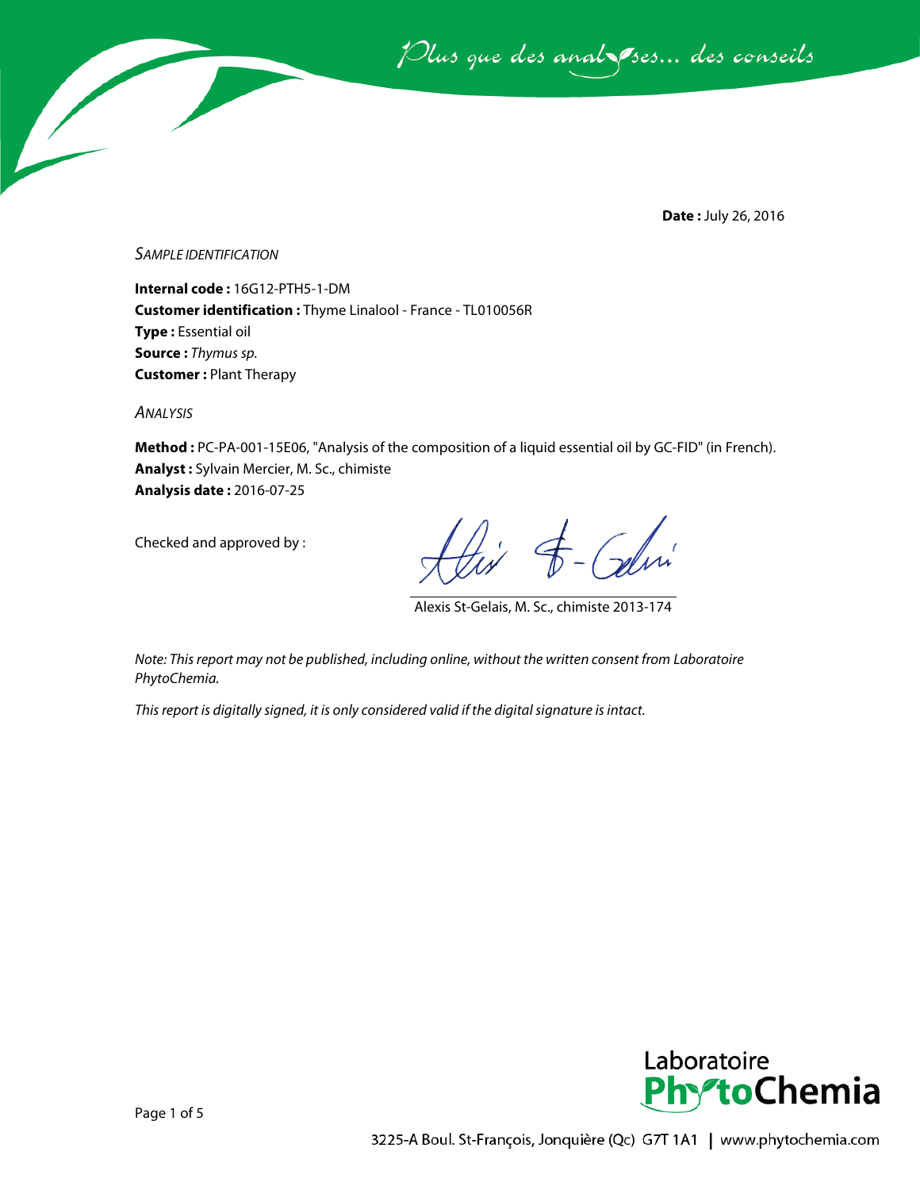**Date :** July 26, 2016

*SAMPLE IDENTIFICATION*

**Internal code :** 16G12-PTH5-1-DM
**Customer identification :** Thyme Linalool - France - TL010056R
**Type :** Essential oil
**Source :** *Thymus sp.*
**Customer :** Plant Therapy

*ANALYSIS*

**Method :** PC-PA-001-15E06, "Analysis of the composition of a liquid essential oil by GC-FID" (in French).
**Analyst :** Sylvain Mercier, M. Sc., chimiste
**Analysis date :** 2016-07-25

Checked and approved by :

Alexis St-Gelais, M. Sc., chimiste 2013-174

*Note: This report may not be published, including online, without the written consent from Laboratoire PhytoChemia.*

*This report is digitally signed, it is only considered valid if the digital signature is intact.*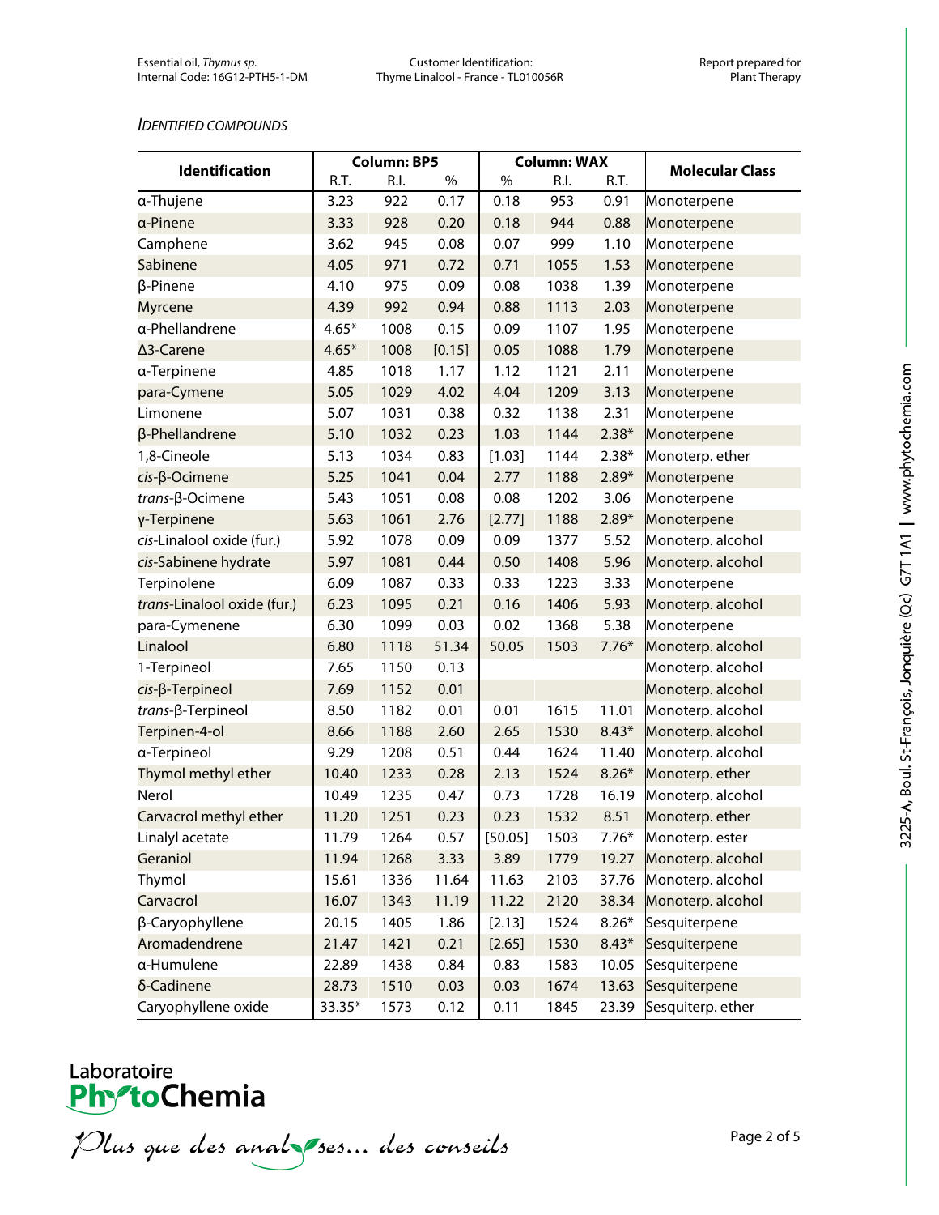*IDENTIFIED COMPOUNDS*

| Identification | Column: BP5 | | | Column: WAX | | | Molecular Class |
|---|---|---|---|---|---|---|---|
| | R.T. | R.I. | % | % | R.I. | R.T. | |
| α-Thujene | 3.23 | 922 | 0.17 | 0.18 | 953 | 0.91 | Monoterpene |
| α-Pinene | 3.33 | 928 | 0.20 | 0.18 | 944 | 0.88 | Monoterpene |
| Camphene | 3.62 | 945 | 0.08 | 0.07 | 999 | 1.10 | Monoterpene |
| Sabinene | 4.05 | 971 | 0.72 | 0.71 | 1055 | 1.53 | Monoterpene |
| β-Pinene | 4.10 | 975 | 0.09 | 0.08 | 1038 | 1.39 | Monoterpene |
| Myrcene | 4.39 | 992 | 0.94 | 0.88 | 1113 | 2.03 | Monoterpene |
| α-Phellandrene | 4.65* | 1008 | 0.15 | 0.09 | 1107 | 1.95 | Monoterpene |
| Δ3-Carene | 4.65* | 1008 | [0.15] | 0.05 | 1088 | 1.79 | Monoterpene |
| α-Terpinene | 4.85 | 1018 | 1.17 | 1.12 | 1121 | 2.11 | Monoterpene |
| para-Cymene | 5.05 | 1029 | 4.02 | 4.04 | 1209 | 3.13 | Monoterpene |
| Limonene | 5.07 | 1031 | 0.38 | 0.32 | 1138 | 2.31 | Monoterpene |
| β-Phellandrene | 5.10 | 1032 | 0.23 | 1.03 | 1144 | 2.38* | Monoterpene |
| 1,8-Cineole | 5.13 | 1034 | 0.83 | [1.03] | 1144 | 2.38* | Monoterp. ether |
| *cis*-β-Ocimene | 5.25 | 1041 | 0.04 | 2.77 | 1188 | 2.89* | Monoterpene |
| *trans*-β-Ocimene | 5.43 | 1051 | 0.08 | 0.08 | 1202 | 3.06 | Monoterpene |
| γ-Terpinene | 5.63 | 1061 | 2.76 | [2.77] | 1188 | 2.89* | Monoterpene |
| *cis*-Linalool oxide (fur.) | 5.92 | 1078 | 0.09 | 0.09 | 1377 | 5.52 | Monoterp. alcohol |
| *cis*-Sabinene hydrate | 5.97 | 1081 | 0.44 | 0.50 | 1408 | 5.96 | Monoterp. alcohol |
| Terpinolene | 6.09 | 1087 | 0.33 | 0.33 | 1223 | 3.33 | Monoterpene |
| *trans*-Linalool oxide (fur.) | 6.23 | 1095 | 0.21 | 0.16 | 1406 | 5.93 | Monoterp. alcohol |
| para-Cymenene | 6.30 | 1099 | 0.03 | 0.02 | 1368 | 5.38 | Monoterpene |
| Linalool | 6.80 | 1118 | 51.34 | 50.05 | 1503 | 7.76* | Monoterp. alcohol |
| 1-Terpineol | 7.65 | 1150 | 0.13 | | | | Monoterp. alcohol |
| *cis*-β-Terpineol | 7.69 | 1152 | 0.01 | | | | Monoterp. alcohol |
| *trans*-β-Terpineol | 8.50 | 1182 | 0.01 | 0.01 | 1615 | 11.01 | Monoterp. alcohol |
| Terpinen-4-ol | 8.66 | 1188 | 2.60 | 2.65 | 1530 | 8.43* | Monoterp. alcohol |
| α-Terpineol | 9.29 | 1208 | 0.51 | 0.44 | 1624 | 11.40 | Monoterp. alcohol |
| Thymol methyl ether | 10.40 | 1233 | 0.28 | 2.13 | 1524 | 8.26* | Monoterp. ether |
| Nerol | 10.49 | 1235 | 0.47 | 0.73 | 1728 | 16.19 | Monoterp. alcohol |
| Carvacrol methyl ether | 11.20 | 1251 | 0.23 | 0.23 | 1532 | 8.51 | Monoterp. ether |
| Linalyl acetate | 11.79 | 1264 | 0.57 | [50.05] | 1503 | 7.76* | Monoterp. ester |
| Geraniol | 11.94 | 1268 | 3.33 | 3.89 | 1779 | 19.27 | Monoterp. alcohol |
| Thymol | 15.61 | 1336 | 11.64 | 11.63 | 2103 | 37.76 | Monoterp. alcohol |
| Carvacrol | 16.07 | 1343 | 11.19 | 11.22 | 2120 | 38.34 | Monoterp. alcohol |
| β-Caryophyllene | 20.15 | 1405 | 1.86 | [2.13] | 1524 | 8.26* | Sesquiterpene |
| Aromadendrene | 21.47 | 1421 | 0.21 | [2.65] | 1530 | 8.43* | Sesquiterpene |
| α-Humulene | 22.89 | 1438 | 0.84 | 0.83 | 1583 | 10.05 | Sesquiterpene |
| δ-Cadinene | 28.73 | 1510 | 0.03 | 0.03 | 1674 | 13.63 | Sesquiterpene |
| Caryophyllene oxide | 33.35* | 1573 | 0.12 | 0.11 | 1845 | 23.39 | Sesquiterp. ether |

Laboratoire PhytoChemia

*Plus que des analyses... des conseils*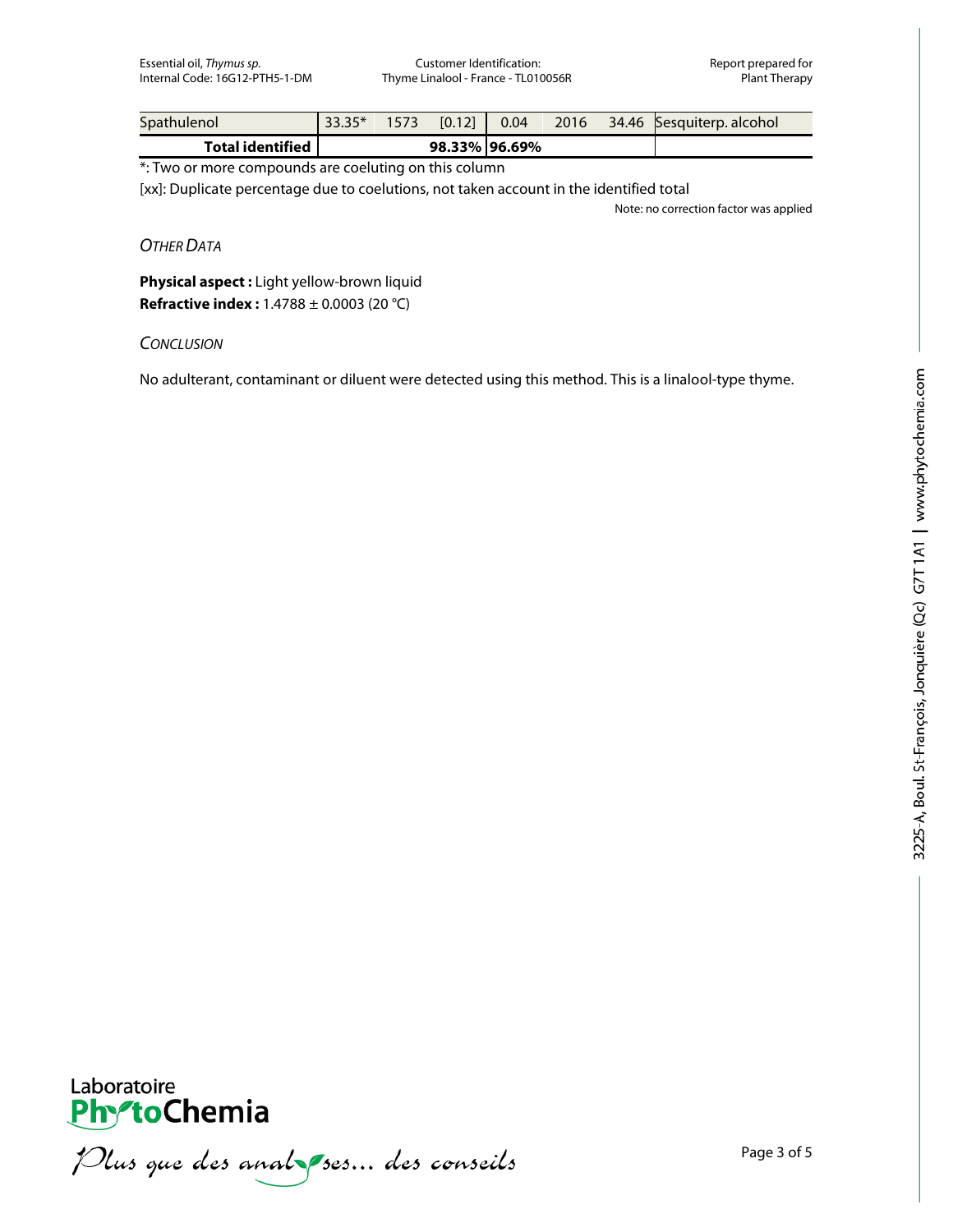| Spathulenol | 33.35* | 1573 | [0.12] | 0.04 | 2016 | 34.46 | Sesquiterp. alcohol |
|---|---|---|---|---|---|---|---|
| **Total identified** | | | **98.33%** | **96.69%** | | | |

*: Two or more compounds are coeluting on this column

[xx]: Duplicate percentage due to coelutions, not taken account in the identified total

Note: no correction factor was applied

## *Other Data*

**Physical aspect :** Light yellow-brown liquid
**Refractive index :** 1.4788 ± 0.0003 (20 °C)

## *Conclusion*

No adulterant, contaminant or diluent were detected using this method. This is a linalool-type thyme.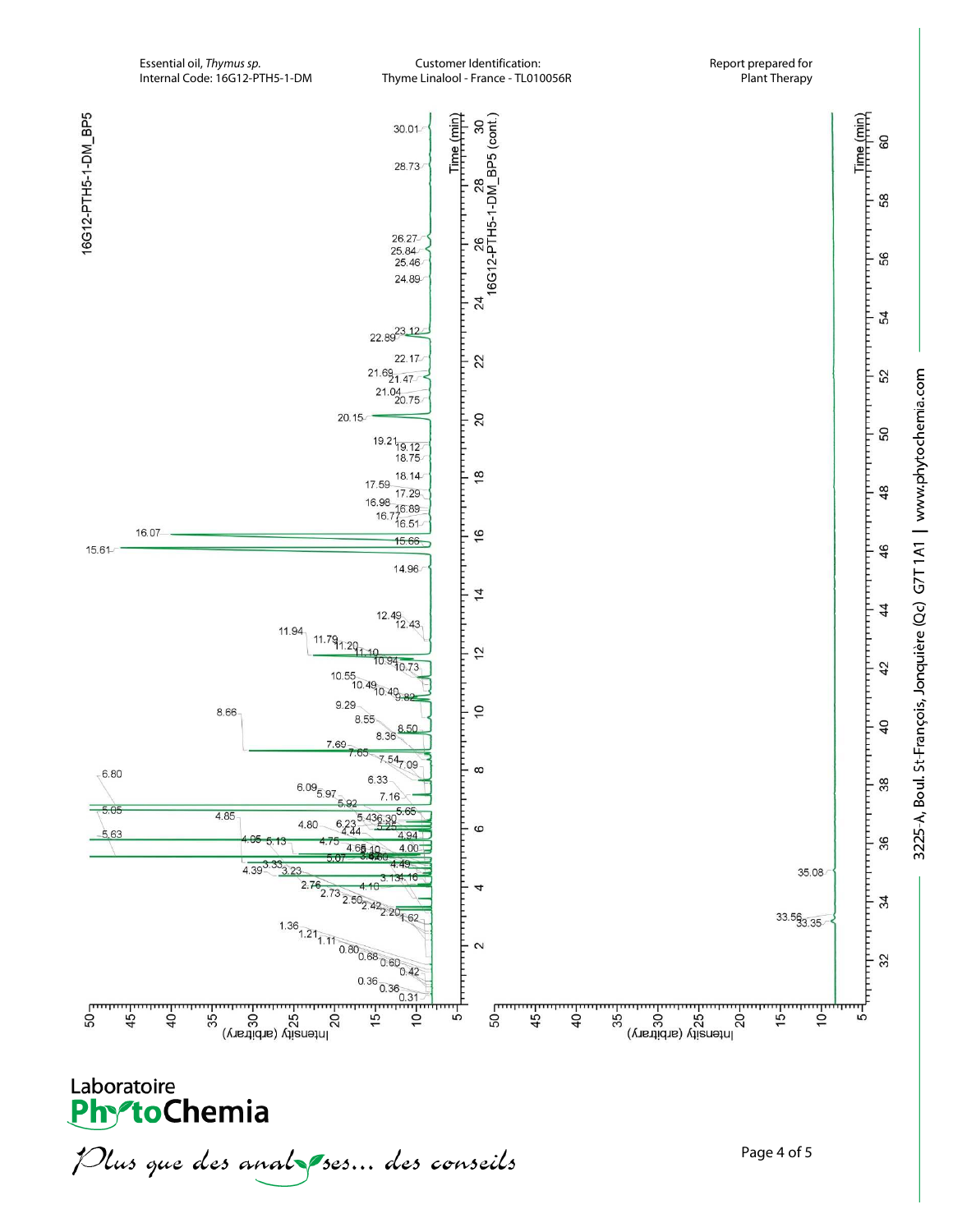Essential oil, *Thymus sp.*
Internal Code: 16G12-PTH5-1-DM

Customer Identification:
Thyme Linalool - France - TL010056R

Report prepared for
Plant Therapy

16G12-PTH5-1-DM_BP5

16G12-PTH5-1-DM_BP5 (cont.)

Time (min)

Intensity (arbitrary)

Laboratoire PhytoChemia

*Plus que des analyses... des conseils*

3225-A, Boul. St-François, Jonquière (Qc) G7T 1A1 | www.phytochemia.com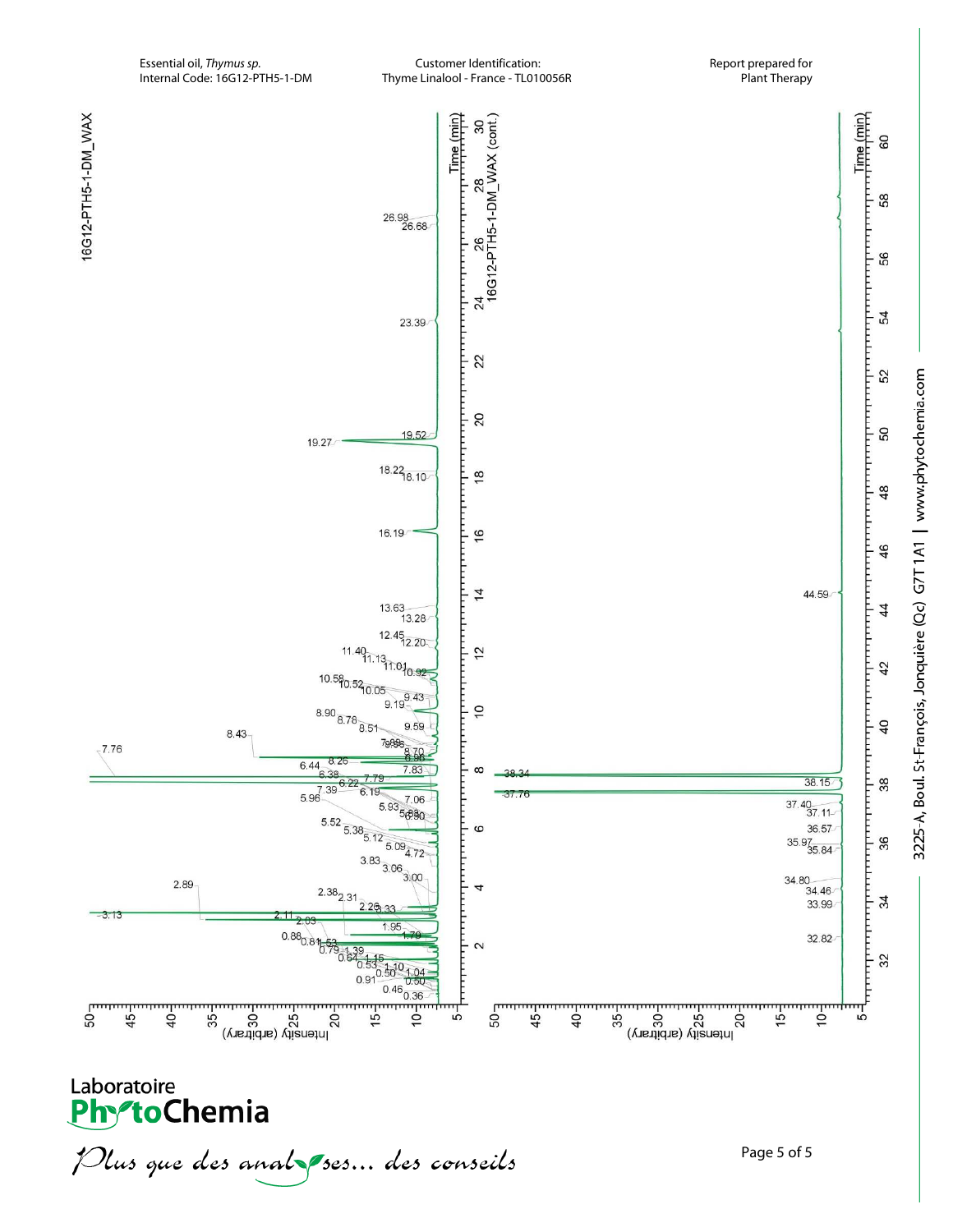Essential oil, *Thymus sp.*
Internal Code: 16G12-PTH5-1-DM

Customer Identification:
Thyme Linalool - France - TL010056R

Report prepared for
Plant Therapy

16G12-PTH5-1-DM_WAX

Time (min)

Intensity (arbitrary)

0.36 0.46 0.50 0.91 1.04 0.50 1.10 0.53 1.15 0.64 1.39 0.79 1.53 0.81 0.88 1.79 1.95 2.03 2.11 3.13 2.33 2.26 2.31 2.38 2.89 3.00 3.06 3.83 4.72 5.09 5.12 5.38 5.52 5.80 5.83 5.93 7.06 5.96 7.39 6.19 6.22 7.79 6.38 6.44 7.83 8.26 6.96 8.70 7.76 7.96 7.98 8.43 9.59 8.51 8.78 8.90 9.19 9.43 10.05 10.52 10.58 10.92 11.01 11.13 11.40 12.20 12.45 13.28 13.63 16.19 18.10 18.22 19.27 19.52 23.39 26.68 26.98

16G12-PTH5-1-DM_WAX (cont.)

Time (min)

Intensity (arbitrary)

32.82 33.99 34.46 34.80 35.84 35.97 36.57 37.11 37.40 37.76 38.15 38.34 44.59

Laboratoire PhytoChemia

*Plus que des analyses... des conseils*

3225-A, Boul. St-François, Jonquière (Qc) G7T 1A1 | www.phytochemia.com